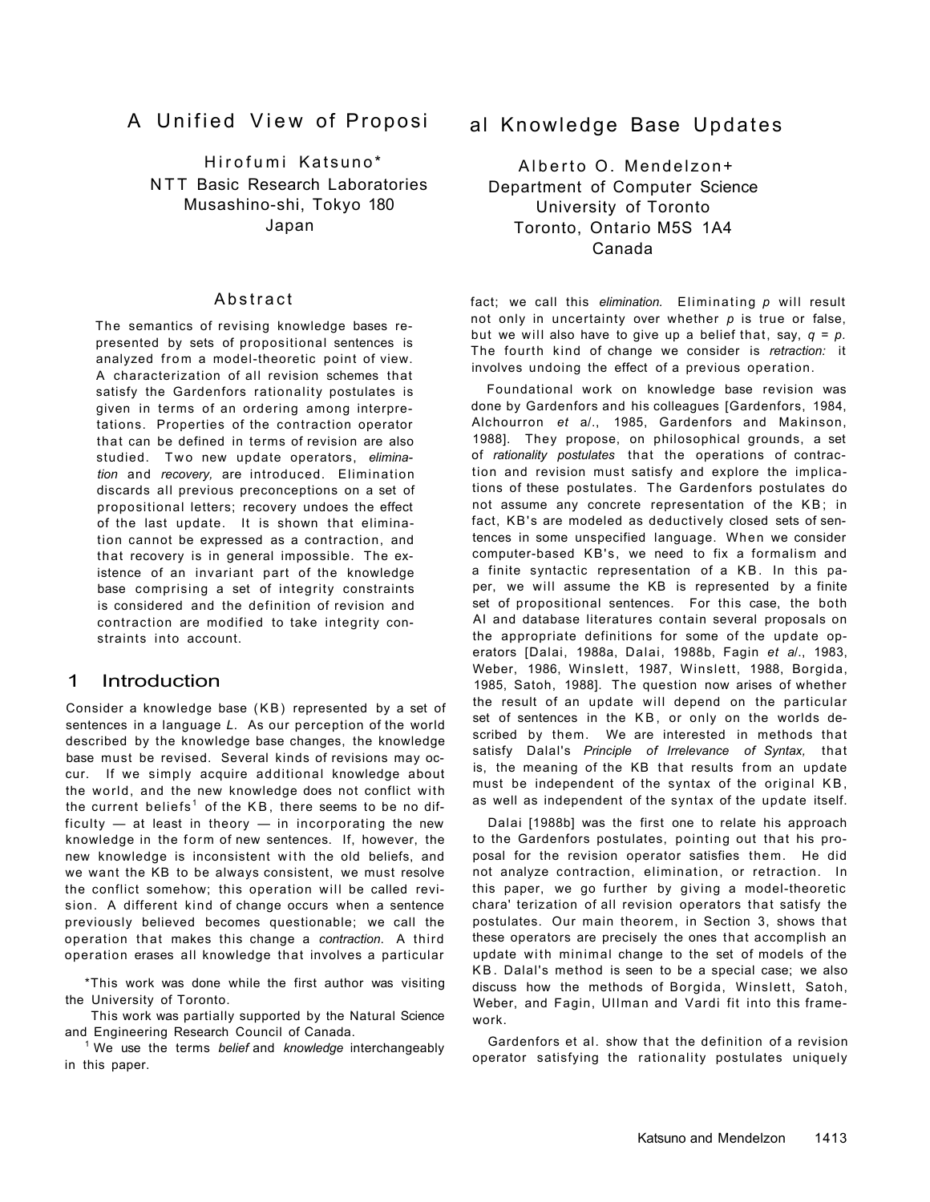# A Unified View of Propositional Knowledge Base Updates

Hirofumi Katsuno*
NTT Basic Research Laboratories
Musashino-shi, Tokyo 180
Japan

Alberto O. Mendelzon+
Department of Computer Science
University of Toronto
Toronto, Ontario M5S 1A4
Canada

## Abstract

The semantics of revising knowledge bases represented by sets of propositional sentences is analyzed from a model-theoretic point of view. A characterization of all revision schemes that satisfy the Gardenfors rationality postulates is given in terms of an ordering among interpretations. Properties of the contraction operator that can be defined in terms of revision are also studied. Two new update operators, *elimination* and *recovery,* are introduced. Elimination discards all previous preconceptions on a set of propositional letters; recovery undoes the effect of the last update. It is shown that elimination cannot be expressed as a contraction, and that recovery is in general impossible. The existence of an invariant part of the knowledge base comprising a set of integrity constraints is considered and the definition of revision and contraction are modified to take integrity constraints into account.

## 1 Introduction

Consider a knowledge base (KB) represented by a set of sentences in a language *L*. As our perception of the world described by the knowledge base changes, the knowledge base must be revised. Several kinds of revisions may occur. If we simply acquire additional knowledge about the world, and the new knowledge does not conflict with the current beliefs[1] of the KB, there seems to be no difficulty — at least in theory — in incorporating the new knowledge in the form of new sentences. If, however, the new knowledge is inconsistent with the old beliefs, and we want the KB to be always consistent, we must resolve the conflict somehow; this operation will be called revision. A different kind of change occurs when a sentence previously believed becomes questionable; we call the operation that makes this change a *contraction.* A third operation erases all knowledge that involves a particular fact; we call this *elimination.* Eliminating $p$ will result not only in uncertainty over whether $p$ is true or false, but we will also have to give up a belief that, say, $q = p$. The fourth kind of change we consider is *retraction:* it involves undoing the effect of a previous operation.

Foundational work on knowledge base revision was done by Gardenfors and his colleagues [Gardenfors, 1984, Alchourron *et al*., 1985, Gardenfors and Makinson, 1988]. They propose, on philosophical grounds, a set of *rationality postulates* that the operations of contraction and revision must satisfy and explore the implications of these postulates. The Gardenfors postulates do not assume any concrete representation of the KB; in fact, KB's are modeled as deductively closed sets of sentences in some unspecified language. When we consider computer-based KB's, we need to fix a formalism and a finite syntactic representation of a KB. In this paper, we will assume the KB is represented by a finite set of propositional sentences. For this case, the both AI and database literatures contain several proposals on the appropriate definitions for some of the update operators [Dalai, 1988a, Dalai, 1988b, Fagin *et al*., 1983, Weber, 1986, Winslett, 1987, Winslett, 1988, Borgida, 1985, Satoh, 1988]. The question now arises of whether the result of an update will depend on the particular set of sentences in the KB, or only on the worlds described by them. We are interested in methods that satisfy Dalal's *Principle of Irrelevance of Syntax,* that is, the meaning of the KB that results from an update must be independent of the syntax of the original KB, as well as independent of the syntax of the update itself.

Dalai [1988b] was the first one to relate his approach to the Gardenfors postulates, pointing out that his proposal for the revision operator satisfies them. He did not analyze contraction, elimination, or retraction. In this paper, we go further by giving a model-theoretic chara' terization of all revision operators that satisfy the postulates. Our main theorem, in Section 3, shows that these operators are precisely the ones that accomplish an update with minimal change to the set of models of the KB. Dalal's method is seen to be a special case; we also discuss how the methods of Borgida, Winslett, Satoh, Weber, and Fagin, Ullman and Vardi fit into this framework.

Gardenfors et al. show that the definition of a revision operator satisfying the rationality postulates uniquely

*This work was done while the first author was visiting the University of Toronto.

This work was partially supported by the Natural Science and Engineering Research Council of Canada.

[1] We use the terms *belief* and *knowledge* interchangeably in this paper.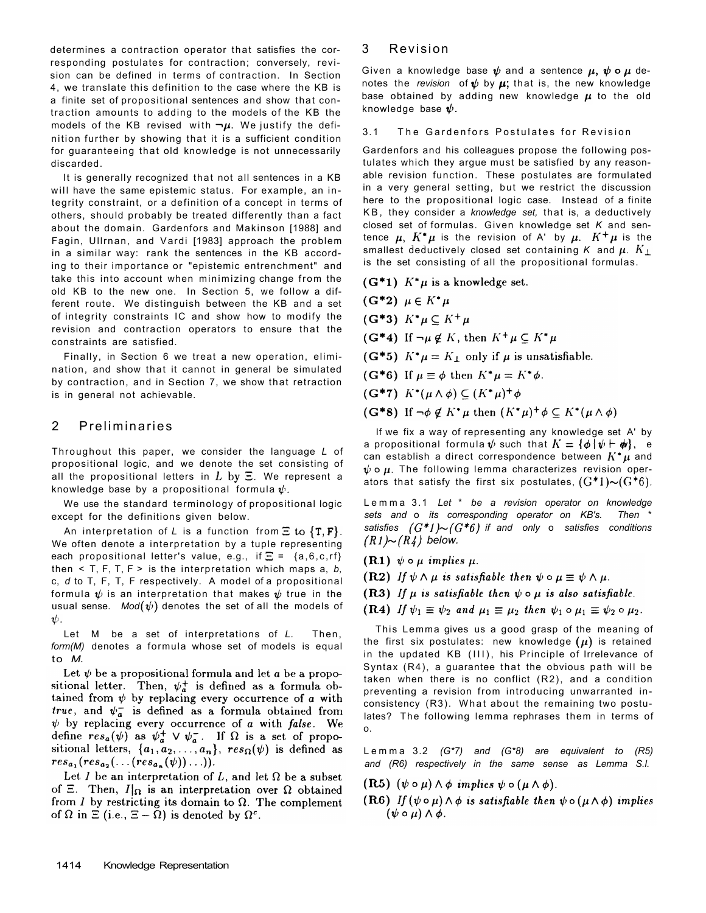determines a contraction operator that satisfies the corresponding postulates for contraction; conversely, revision can be defined in terms of contraction. In Section 4, we translate this definition to the case where the KB is a finite set of propositional sentences and show that contraction amounts to adding to the models of the KB the models of the KB revised with $\neg\mu$. We justify the definition further by showing that it is a sufficient condition for guaranteeing that old knowledge is not unnecessarily discarded.

It is generally recognized that not all sentences in a KB will have the same epistemic status. For example, an integrity constraint, or a definition of a concept in terms of others, should probably be treated differently than a fact about the domain. Gardenfors and Makinson [1988] and Fagin, Ullrnan, and Vardi [1983] approach the problem in a similar way: rank the sentences in the KB according to their importance or "epistemic entrenchment" and take this into account when minimizing change from the old KB to the new one. In Section 5, we follow a different route. We distinguish between the KB and a set of integrity constraints IC and show how to modify the revision and contraction operators to ensure that the constraints are satisfied.

Finally, in Section 6 we treat a new operation, elimination, and show that it cannot in general be simulated by contraction, and in Section 7, we show that retraction is in general not achievable.

## 2 Preliminaries

Throughout this paper, we consider the language *L* of propositional logic, and we denote the set consisting of all the propositional letters in $L$ by $\Xi$. We represent a knowledge base by a propositional formula $\psi$.

We use the standard terminology of propositional logic except for the definitions given below.

An interpretation of *L* is a function from $\Xi$ to $\{T, F\}$. We often denote a interpretation by a tuple representing each propositional letter's value, e.g., if $\Xi$ = {a,6,c,rf} then < T, F, T, F > is the interpretation which maps a, *b*, c, *d* to T, F, T, F respectively. A model of a propositional formula $\psi$ is an interpretation that makes $\psi$ true in the usual sense. $Mod(\psi)$ denotes the set of all the models of $\psi$.

Let M be a set of interpretations of *L*. Then, *form(M)* denotes a formula whose set of models is equal to *M*.

Let $\psi$ be a propositional formula and let $a$ be a propositional letter. Then, $\psi_a^+$ is defined as a formula obtained from $\psi$ by replacing every occurrence of $a$ with *true*, and $\psi_a^-$ is defined as a formula obtained from $\psi$ by replacing every occurrence of $a$ with *false*. We define $res_a(\psi)$ as $\psi_a^+ \vee \psi_a^-$. If $\Omega$ is a set of propositional letters, $\{a_1, a_2, \ldots, a_n\}$, $res_\Omega(\psi)$ is defined as $res_{a_1}(res_{a_2}(\ldots(res_{a_n}(\psi))\ldots))$.

Let $I$ be an interpretation of $L$, and let $\Omega$ be a subset of $\Xi$. Then, $I|_\Omega$ is an interpretation over $\Omega$ obtained from $I$ by restricting its domain to $\Omega$. The complement of $\Omega$ in $\Xi$ (i.e., $\Xi - \Omega$) is denoted by $\Omega^c$.

## 3 Revision

Given a knowledge base $\psi$ and a sentence $\mu$, $\psi \circ \mu$ denotes the *revision* of $\psi$ by $\mu$; that is, the new knowledge base obtained by adding new knowledge $\mu$ to the old knowledge base $\psi$.

### 3.1 The Gardenfors Postulates for Revision

Gardenfors and his colleagues propose the following postulates which they argue must be satisfied by any reasonable revision function. These postulates are formulated in a very general setting, but we restrict the discussion here to the propositional logic case. Instead of a finite KB, they consider a *knowledge set,* that is, a deductively closed set of formulas. Given knowledge set *K* and sentence $\mu$, $K^*\mu$ is the revision of A' by $\mu$. $K^+\mu$ is the smallest deductively closed set containing *K* and $\mu$. $K_\perp$ is the set consisting of all the propositional formulas.

**(G\*1)** $K^*\mu$ is a knowledge set.

**(G\*2)** $\mu \in K^*\mu$

**(G\*3)** $K^*\mu \subseteq K^+\mu$

**(G\*4)** If $\neg\mu \notin K$, then $K^+\mu \subseteq K^*\mu$

**(G\*5)** $K^*\mu = K_\perp$ only if $\mu$ is unsatisfiable.

**(G\*6)** If $\mu \equiv \phi$ then $K^*\mu = K^*\phi$.

**(G\*7)** $K^*(\mu \wedge \phi) \subseteq (K^*\mu)^+\phi$

**(G\*8)** If $\neg\phi \notin K^*\mu$ then $(K^*\mu)^+\phi \subseteq K^*(\mu \wedge \phi)$

If we fix a way of representing any knowledge set A' by a propositional formula $\psi$ such that $K = \{\phi \mid \psi \vdash \phi\}$, e can establish a direct correspondence between $K^*\mu$ and $\psi \circ \mu$. The following lemma characterizes revision operators that satisfy the first six postulates, $(G^*1)\sim(G^*6)$.

**Lemma 3.1** *Let \* be a revision operator on knowledge sets and* o *its corresponding operator on KB's. Then \* satisfies* $(G^*1)\sim(G^*6)$ *if and only* o *satisfies conditions* $(R1)\sim(R4)$ *below.*

**(R1)** *$\psi \circ \mu$ implies $\mu$.*

**(R2)** *If $\psi \wedge \mu$ is satisfiable then $\psi \circ \mu \equiv \psi \wedge \mu$.*

**(R3)** *If $\mu$ is satisfiable then $\psi \circ \mu$ is also satisfiable.*

**(R4)** *If $\psi_1 \equiv \psi_2$ and $\mu_1 \equiv \mu_2$ then $\psi_1 \circ \mu_1 \equiv \psi_2 \circ \mu_2$.*

This Lemma gives us a good grasp of the meaning of the first six postulates: new knowledge $(\mu)$ is retained in the updated KB (III), his Principle of Irrelevance of Syntax (R4), a guarantee that the obvious path will be taken when there is no conflict (R2), and a condition preventing a revision from introducing unwarranted inconsistency (R3). What about the remaining two postulates? The following lemma rephrases them in terms of o.

**Lemma 3.2** *(G\*7) and (G\*8) are equivalent to (R5) and (R6) respectively in the same sense as Lemma S.l.*

**(R5)** *$(\psi \circ \mu) \wedge \phi$ implies $\psi \circ (\mu \wedge \phi)$.*

**(R6)** *If $(\psi \circ \mu) \wedge \phi$ is satisfiable then $\psi \circ (\mu \wedge \phi)$ implies $(\psi \circ \mu) \wedge \phi$.*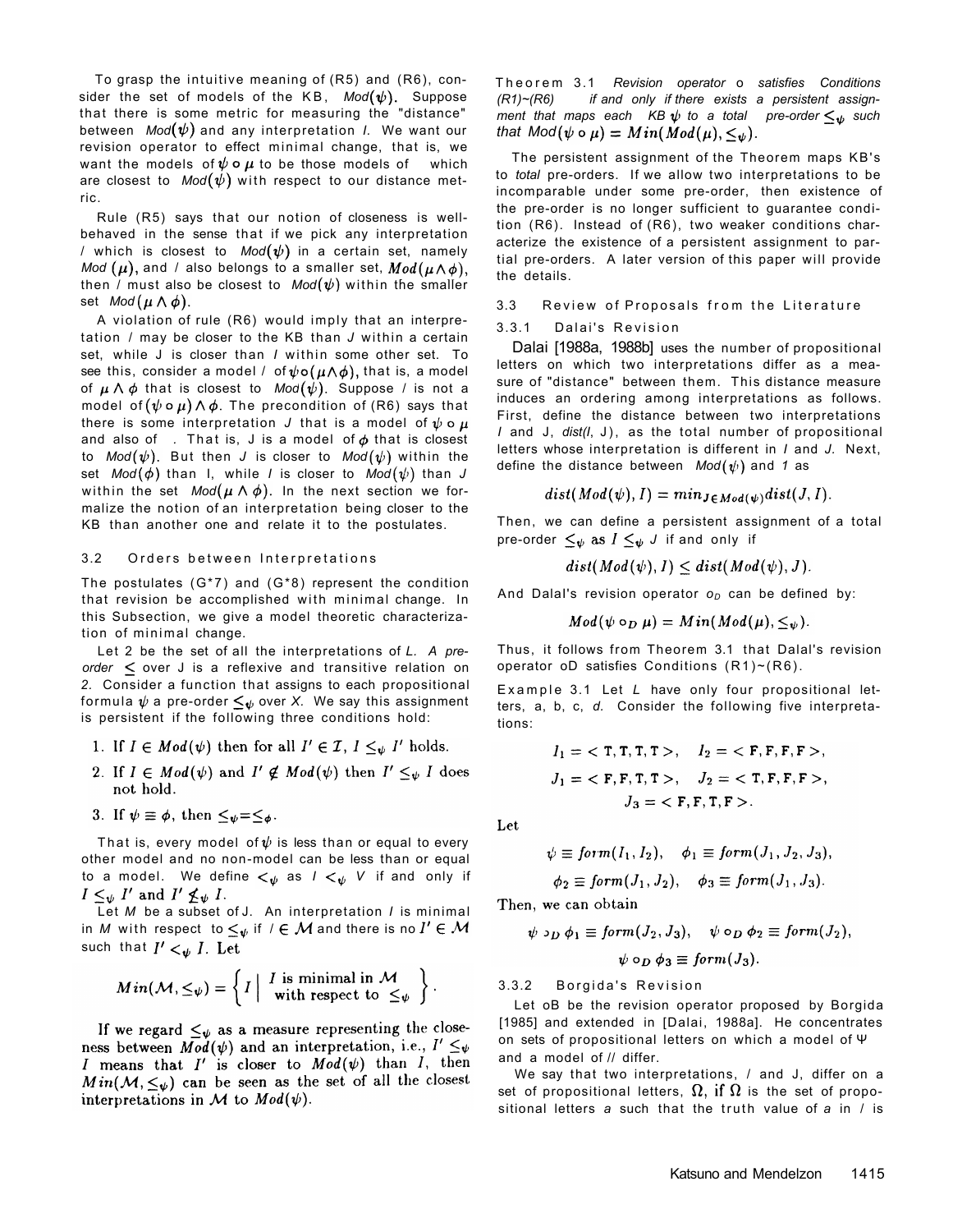To grasp the intuitive meaning of (R5) and (R6), consider the set of models of the KB, $Mod(\psi)$. Suppose that there is some metric for measuring the "distance" between $Mod(\psi)$ and any interpretation $I$. We want our revision operator to effect minimal change, that is, we want the models of $\psi \circ \mu$ to be those models of which are closest to $Mod(\psi)$ with respect to our distance metric.

Rule (R5) says that our notion of closeness is well-behaved in the sense that if we pick any interpretation $I$ which is closest to $Mod(\psi)$ in a certain set, namely $Mod(\mu)$, and $I$ also belongs to a smaller set, $Mod(\mu \wedge \phi)$, then $I$ must also be closest to $Mod(\psi)$ within the smaller set $Mod(\mu \wedge \phi)$.

A violation of rule (R6) would imply that an interpretation $I$ may be closer to the KB than $J$ within a certain set, while J is closer than $I$ within some other set. To see this, consider a model $I$ of $\psi \circ (\mu \wedge \phi)$, that is, a model of $\mu \wedge \phi$ that is closest to $Mod(\psi)$. Suppose $I$ is not a model of $(\psi \circ \mu) \wedge \phi$. The precondition of (R6) says that there is some interpretation $J$ that is a model of $\psi \circ \mu$ and also of . That is, J is a model of $\phi$ that is closest to $Mod(\psi)$. But then $J$ is closer to $Mod(\psi)$ within the set $Mod(\phi)$ than I, while $I$ is closer to $Mod(\psi)$ than $J$ within the set $Mod(\mu \wedge \phi)$. In the next section we formalize the notion of an interpretation being closer to the KB than another one and relate it to the postulates.

### 3.2 Orders between Interpretations

The postulates (G*7) and (G*8) represent the condition that revision be accomplished with minimal change. In this Subsection, we give a model theoretic characterization of minimal change.

Let $\mathcal{I}$ be the set of all the interpretations of $L$. *A pre-order* $\leq$ over J is a reflexive and transitive relation on $\mathcal{I}$. Consider a function that assigns to each propositional formula $\psi$ a pre-order $\leq_\psi$ over $\mathcal{I}$. We say this assignment is persistent if the following three conditions hold:

1. If $I \in Mod(\psi)$ then for all $I' \in \mathcal{I}$, $I \leq_\psi I'$ holds.
2. If $I \in Mod(\psi)$ and $I' \notin Mod(\psi)$ then $I' \leq_\psi I$ does not hold.
3. If $\psi \equiv \phi$, then $\leq_\psi = \leq_\phi$.

That is, every model of $\psi$ is less than or equal to every other model and no non-model can be less than or equal to a model. We define $<_\psi$ as $I <_\psi I'$ if and only if $I \leq_\psi I'$ and $I' \not\leq_\psi I$.

Let $M$ be a subset of J. An interpretation $I$ is minimal in $M$ with respect to $\leq_\psi$ if $I \in \mathcal{M}$ and there is no $I' \in \mathcal{M}$ such that $I' <_\psi I$. Let

$$Min(\mathcal{M}, \leq_\psi) = \left\{ I \;\middle|\; \begin{array}{l} I \text{ is minimal in } \mathcal{M} \\ \text{with respect to } \leq_\psi \end{array} \right\}.$$

If we regard $\leq_\psi$ as a measure representing the closeness between $Mod(\psi)$ and an interpretation, i.e., $I' \leq_\psi I$ means that $I'$ is closer to $Mod(\psi)$ than $I$, then $Min(\mathcal{M}, \leq_\psi)$ can be seen as the set of all the closest interpretations in $\mathcal{M}$ to $Mod(\psi)$.

**Theorem 3.1** *Revision operator* $\circ$ *satisfies Conditions (R1)~(R6) if and only if there exists a persistent assignment that maps each KB* $\psi$ *to a total pre-order* $\leq_\psi$ *such that* $Mod(\psi \circ \mu) = Min(Mod(\mu), \leq_\psi)$.

The persistent assignment of the Theorem maps KB's to *total* pre-orders. If we allow two interpretations to be incomparable under some pre-order, then existence of the pre-order is no longer sufficient to guarantee condition (R6). Instead of (R6), two weaker conditions characterize the existence of a persistent assignment to partial pre-orders. A later version of this paper will provide the details.

### 3.3 Review of Proposals from the Literature

#### 3.3.1 Dalal's Revision

Dalai [1988a, 1988b] uses the number of propositional letters on which two interpretations differ as a measure of "distance" between them. This distance measure induces an ordering among interpretations as follows. First, define the distance between two interpretations $I$ and J, $dist(I, J)$, as the total number of propositional letters whose interpretation is different in $I$ and $J$. Next, define the distance between $Mod(\psi)$ and $I$ as

$$dist(Mod(\psi), I) = min_{J \in Mod(\psi)} dist(J, I).$$

Then, we can define a persistent assignment of a total pre-order $\leq_\psi$ as $I \leq_\psi J$ if and only if

$$dist(Mod(\psi), I) \leq dist(Mod(\psi), J).$$

And Dalal's revision operator $\circ_D$ can be defined by:

$$Mod(\psi \circ_D \mu) = Min(Mod(\mu), \leq_\psi).$$

Thus, it follows from Theorem 3.1 that Dalal's revision operator $\circ_D$ satisfies Conditions (R1)~(R6).

**Example 3.1** Let $L$ have only four propositional letters, a, b, c, d. Consider the following five interpretations:

$$I_1 = <\mathrm{T,T,T,T}>, \quad I_2 = <\mathrm{F,F,F,F}>,$$
$$J_1 = <\mathrm{F,F,T,T}>, \quad J_2 = <\mathrm{T,F,F,F}>,$$
$$J_3 = <\mathrm{F,F,T,F}>.$$

Let

$$\psi \equiv form(I_1, I_2), \quad \phi_1 \equiv form(J_1, J_2, J_3),$$
$$\phi_2 \equiv form(J_1, J_2), \quad \phi_3 \equiv form(J_1, J_3).$$

Then, we can obtain

$$\psi \circ_D \phi_1 \equiv form(J_2, J_3), \quad \psi \circ_D \phi_2 \equiv form(J_2),$$
$$\psi \circ_D \phi_3 \equiv form(J_3).$$

#### 3.3.2 Borgida's Revision

Let $\circ_B$ be the revision operator proposed by Borgida [1985] and extended in [Dalai, 1988a]. He concentrates on sets of propositional letters on which a model of $\Psi$ and a model of $\mu$ differ.

We say that two interpretations, $I$ and J, differ on a set of propositional letters, $\Omega$, if $\Omega$ is the set of propositional letters $a$ such that the truth value of $a$ in $I$ is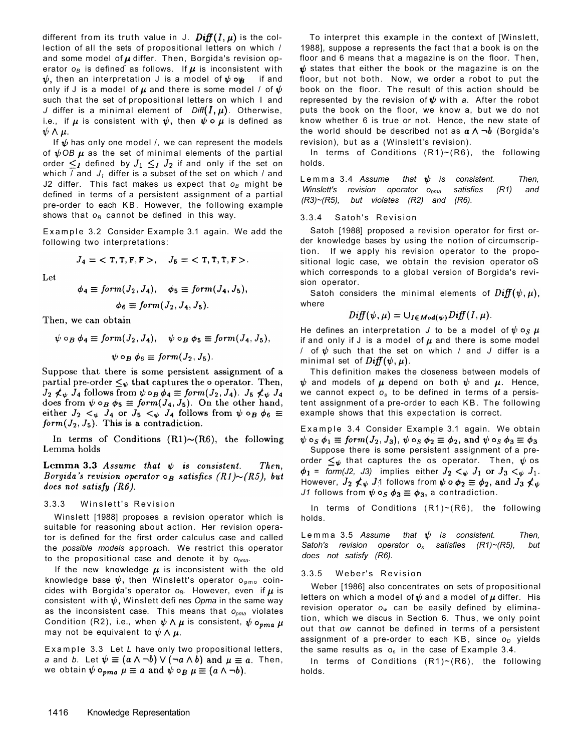different from its truth value in J. $Diff(I, \mu)$ is the collection of all the sets of propositional letters on which $I$ and some model of $\mu$ differ. Then, Borgida's revision operator $o_B$ is defined as follows. If $\mu$ is inconsistent with $\psi$, then an interpretation J is a model of $\psi \circ_B$ if and only if J is a model of $\mu$ and there is some model $I$ of $\psi$ such that the set of propositional letters on which I and $J$ differ is a minimal element of $Diff(I, \mu)$. Otherwise, i.e., if $\mu$ is consistent with $\psi$, then $\psi \circ \mu$ is defined as $\psi \wedge \mu$.

If $\psi$ has only one model $I$, we can represent the models of $\psi \circ_B \mu$ as the set of minimal elements of the partial order $\leq_I$ defined by $J_1 \leq_I J_2$ if and only if the set on which $I$ and $J_1$ differ is a subset of the set on which $I$ and J2 differ. This fact makes us expect that $o_B$ might be defined in terms of a persistent assignment of a partial pre-order to each KB. However, the following example shows that $o_B$ cannot be defined in this way.

Example 3.2 Consider Example 3.1 again. We add the following two interpretations:

$$J_4 = < \mathrm{T}, \mathrm{T}, \mathrm{F}, \mathrm{F} >, \quad J_5 = < \mathrm{T}, \mathrm{T}, \mathrm{T}, \mathrm{F} >.$$

Let

$$\phi_4 \equiv form(J_2, J_4), \quad \phi_5 \equiv form(J_4, J_5),$$
$$\phi_6 \equiv form(J_2, J_4, J_5).$$

Then, we can obtain

$$\psi \circ_B \phi_4 \equiv form(J_2, J_4), \quad \psi \circ_B \phi_5 \equiv form(J_4, J_5),$$
$$\psi \circ_B \phi_6 \equiv form(J_2, J_5).$$

Suppose that there is some persistent assignment of a partial pre-order $\leq_\psi$ that captures the $\circ$ operator. Then, $J_2 \not<_\psi J_4$ follows from $\psi \circ_B \phi_4 \equiv form(J_2, J_4)$. $J_5 \not<_\psi J_4$ does from $\psi \circ_B \phi_5 \equiv form(J_4, J_5)$. On the other hand, either $J_2 <_\psi J_4$ or $J_5 <_\psi J_4$ follows from $\psi \circ_B \phi_6 \equiv form(J_2, J_5)$. This is a contradiction.

In terms of Conditions (R1)~(R6), the following Lemma holds

**Lemma 3.3** *Assume that $\psi$ is consistent. Then, Borgida's revision operator $\circ_B$ satisfies (R1)~(R5), but does not satisfy (R6).*

### 3.3.3 Winslett's Revision

Winslett [1988] proposes a revision operator which is suitable for reasoning about action. Her revision operator is defined for the first order calculus case and called the *possible models* approach. We restrict this operator to the propositional case and denote it by $o_{pma}$.

If the new knowledge $\mu$ is inconsistent with the old knowledge base $\psi$, then Winslett's operator $o_{pmo}$ coincides with Borgida's operator $o_B$. However, even if $\mu$ is consistent with $\psi$, Winslett defines *Opma* in the same way as the inconsistent case. This means that $o_{pma}$ violates Condition (R2), i.e., when $\psi \wedge \mu$ is consistent, $\psi \circ_{pma} \mu$ may not be equivalent to $\psi \wedge \mu$.

Example 3.3 Let $L$ have only two propositional letters, $a$ and $b$. Let $\psi \equiv (a \wedge \neg b) \vee (\neg a \wedge b)$ and $\mu \equiv a$. Then, we obtain $\psi \circ_{pma} \mu \equiv a$ and $\psi \circ_B \mu \equiv (a \wedge \neg b)$.

To interpret this example in the context of [Winslett, 1988], suppose $a$ represents the fact that a book is on the floor and 6 means that a magazine is on the floor. Then, $\psi$ states that either the book or the magazine is on the floor, but not both. Now, we order a robot to put the book on the floor. The result of this action should be represented by the revision of $\psi$ with $a$. After the robot puts the book on the floor, we know a, but we do not know whether 6 is true or not. Hence, the new state of the world should be described not as $a \wedge \neg b$ (Borgida's revision), but as $a$ (Winslett's revision).

In terms of Conditions (R1)~(R6), the following holds.

Lemma 3.4 *Assume that $\psi$ is consistent. Then, Winslett's revision operator $o_{pma}$ satisfies (R1) and (R3)~(R5), but violates (R2) and (R6).*

### 3.3.4 Satoh's Revision

Satoh [1988] proposed a revision operator for first order knowledge bases by using the notion of circumscription. If we apply his revision operator to the propositional logic case, we obtain the revision operator oS which corresponds to a global version of Borgida's revision operator.

Satoh considers the minimal elements of $Diff(\psi, \mu)$, where

$$Diff(\psi, \mu) = \cup_{I \in Mod(\psi)} Diff(I, \mu).$$

He defines an interpretation $J$ to be a model of $\psi \circ_S \mu$ if and only if J is a model of $\mu$ and there is some model $I$ of $\psi$ such that the set on which $I$ and $J$ differ is a minimal set of $Diff(\psi, \mu)$.

This definition makes the closeness between models of $\psi$ and models of $\mu$ depend on both $\psi$ and $\mu$. Hence, we cannot expect $o_s$ to be defined in terms of a persistent assignment of a pre-order to each KB. The following example shows that this expectation is correct.

Example 3.4 Consider Example 3.1 again. We obtain $\psi \circ_S \phi_1 \equiv form(J_2, J_3)$, $\psi \circ_S \phi_2 \equiv \phi_2$, and $\psi \circ_S \phi_3 \equiv \phi_3$

Suppose there is some persistent assignment of a pre-order $\leq_\psi$ that captures the os operator. Then, $\psi$ os $\phi_1$ = *form(J2, J3)* implies either $J_2 <_\psi J_1$ or $J_3 <_\psi J_1$. However, $J_2 \not<_\psi J_1$ follows from $\psi \circ \phi_2 \equiv \phi_2$, and $J_3 \not<_\psi$ *J1* follows from $\psi \circ_S \phi_3 \equiv \phi_3$, a contradiction.

In terms of Conditions (R1)~(R6), the following holds.

Lemma 3.5 *Assume that $\psi$ is consistent. Then, Satoh's revision operator $o_s$ satisfies (R1)~(R5), but does not satisfy (R6).*

### 3.3.5 Weber's Revision

Weber [1986] also concentrates on sets of propositional letters on which a model of $\psi$ and a model of $\mu$ differ. His revision operator $o_w$ can be easily defined by elimination, which we discus in Section 6. Thus, we only point out that ow cannot be defined in terms of a persistent assignment of a pre-order to each KB, since $o_D$ yields the same results as $o_s$ in the case of Example 3.4.

In terms of Conditions (R1)~(R6), the following holds.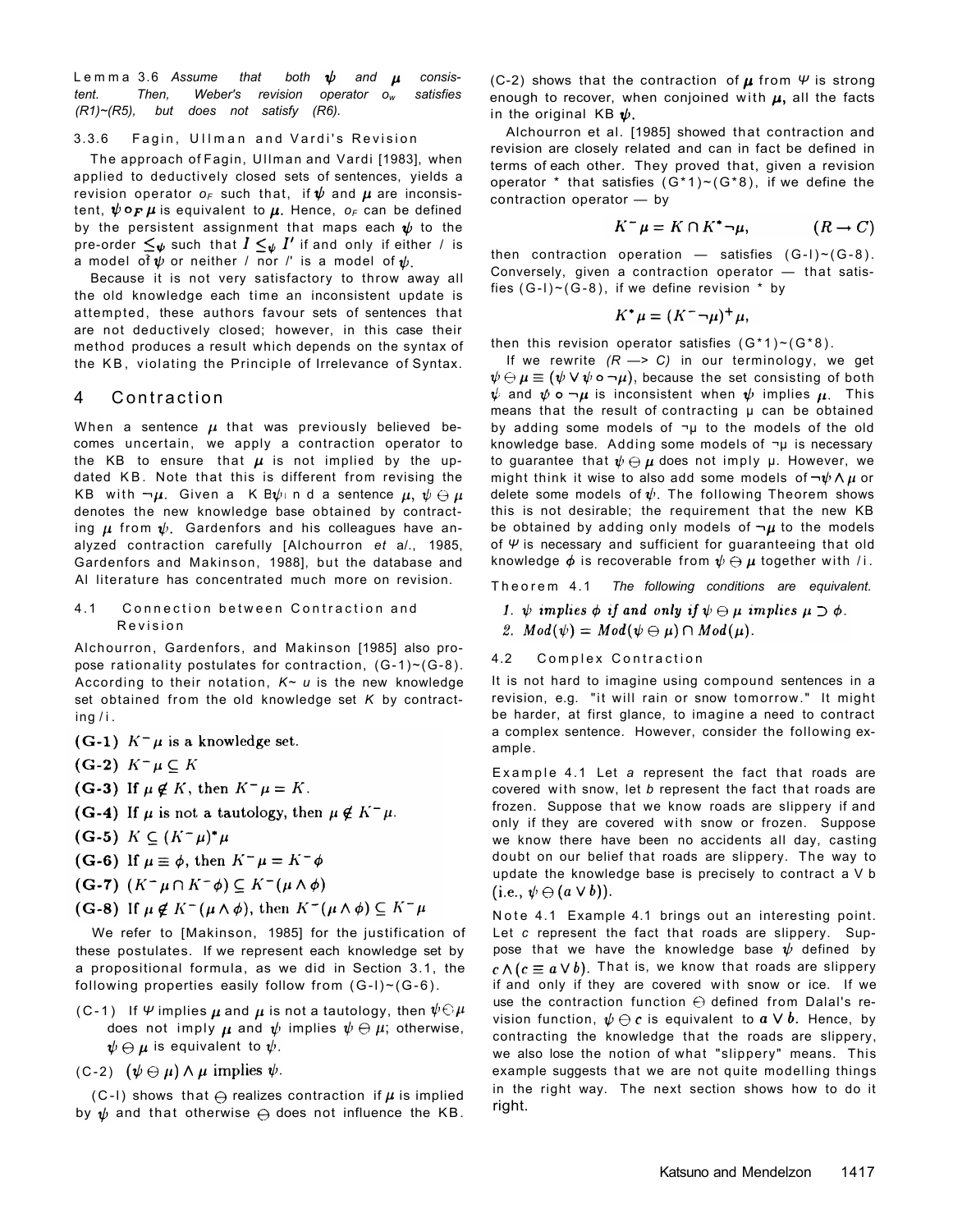**Lemma 3.6** *Assume that both $\psi$ and $\mu$ consistent. Then, Weber's revision operator $o_w$ satisfies (R1)~(R5), but does not satisfy (R6).*

#### 3.3.6 Fagin, Ullman and Vardi's Revision

The approach of Fagin, Ullman and Vardi [1983], when applied to deductively closed sets of sentences, yields a revision operator $o_F$ such that, if $\psi$ and $\mu$ are inconsistent, $\psi \circ_F \mu$ is equivalent to $\mu$. Hence, $o_F$ can be defined by the persistent assignment that maps each $\psi$ to the pre-order $\leq_\psi$ such that $I \leq_\psi I'$ if and only if either $I$ is a model of $\psi$ or neither $I$ nor $I'$ is a model of $\psi$.

Because it is not very satisfactory to throw away all the old knowledge each time an inconsistent update is attempted, these authors favour sets of sentences that are not deductively closed; however, in this case their method produces a result which depends on the syntax of the KB, violating the Principle of Irrelevance of Syntax.

## 4 Contraction

When a sentence $\mu$ that was previously believed becomes uncertain, we apply a contraction operator to the KB to ensure that $\mu$ is not implied by the updated KB. Note that this is different from revising the KB with $\neg\mu$. Given a KB $\psi$ and a sentence $\mu$, $\psi \ominus \mu$ denotes the new knowledge base obtained by contracting $\mu$ from $\psi$. Gardenfors and his colleagues have analyzed contraction carefully [Alchourron *et al*., 1985, Gardenfors and Makinson, 1988], but the database and AI literature has concentrated much more on revision.

### 4.1 Connection between Contraction and Revision

Alchourron, Gardenfors, and Makinson [1985] also propose rationality postulates for contraction, (G-1)~(G-8). According to their notation, $K^-\mu$ is the new knowledge set obtained from the old knowledge set $K$ by contracting $\mu$.

**(G-1)** $K^-\mu$ is a knowledge set.

**(G-2)** $K^-\mu \subseteq K$

**(G-3)** If $\mu \notin K$, then $K^-\mu = K$.

**(G-4)** If $\mu$ is not a tautology, then $\mu \notin K^-\mu$.

**(G-5)** $K \subseteq (K^-\mu)^*\mu$

**(G-6)** If $\mu \equiv \phi$, then $K^-\mu = K^-\phi$

**(G-7)** $(K^-\mu \cap K^-\phi) \subseteq K^-(\mu \wedge \phi)$

**(G-8)** If $\mu \notin K^-(\mu \wedge \phi)$, then $K^-(\mu \wedge \phi) \subseteq K^-\mu$

We refer to [Makinson, 1985] for the justification of these postulates. If we represent each knowledge set by a propositional formula, as we did in Section 3.1, the following properties easily follow from (G-1)~(G-6).

(C-1) If $\psi$ implies $\mu$ and $\mu$ is not a tautology, then $\psi \ominus \mu$ does not imply $\mu$ and $\psi$ implies $\psi \ominus \mu$; otherwise, $\psi \ominus \mu$ is equivalent to $\psi$.

(C-2) $(\psi \ominus \mu) \wedge \mu$ implies $\psi$.

(C-1) shows that $\ominus$ realizes contraction if $\mu$ is implied by $\psi$ and that otherwise $\ominus$ does not influence the KB. (C-2) shows that the contraction of $\mu$ from $\psi$ is strong enough to recover, when conjoined with $\mu$, all the facts in the original KB $\psi$.

Alchourron et al. [1985] showed that contraction and revision are closely related and can in fact be defined in terms of each other. They proved that, given a revision operator * that satisfies (G*1)~(G*8), if we define the contraction operator — by

$$K^-\mu = K \cap K^*\neg\mu, \qquad (R \rightarrow C)$$

then contraction operation — satisfies (G-1)~(G-8). Conversely, given a contraction operator — that satisfies (G-1)~(G-8), if we define revision * by

$$K^*\mu = (K^-\neg\mu)^+\mu,$$

then this revision operator satisfies (G*1)~(G*8).

If we rewrite $(R \rightarrow C)$ in our terminology, we get $\psi \ominus \mu \equiv (\psi \vee \psi \circ \neg\mu)$, because the set consisting of both $\psi$ and $\psi \circ \neg\mu$ is inconsistent when $\psi$ implies $\mu$. This means that the result of contracting $\mu$ can be obtained by adding some models of $\neg\mu$ to the models of the old knowledge base. Adding some models of $\neg\mu$ is necessary to guarantee that $\psi \ominus \mu$ does not imply $\mu$. However, we might think it wise to also add some models of $\neg\psi \wedge \mu$ or delete some models of $\psi$. The following Theorem shows this is not desirable; the requirement that the new KB be obtained by adding only models of $\neg\mu$ to the models of $\psi$ is necessary and sufficient for guaranteeing that old knowledge $\phi$ is recoverable from $\psi \ominus \mu$ together with $\mu$.

**Theorem 4.1** *The following conditions are equivalent.*

1. *$\psi$ implies $\phi$ if and only if $\psi \ominus \mu$ implies $\mu \supset \phi$.*
2. *$Mod(\psi) = Mod(\psi \ominus \mu) \cap Mod(\mu)$.*

### 4.2 Complex Contraction

It is not hard to imagine using compound sentences in a revision, e.g. "it will rain or snow tomorrow." It might be harder, at first glance, to imagine a need to contract a complex sentence. However, consider the following example.

**Example 4.1** Let $a$ represent the fact that roads are covered with snow, let $b$ represent the fact that roads are frozen. Suppose that we know roads are slippery if and only if they are covered with snow or frozen. Suppose we know there have been no accidents all day, casting doubt on our belief that roads are slippery. The way to update the knowledge base is precisely to contract $a \vee b$ (i.e., $\psi \ominus (a \vee b)$).

**Note 4.1** Example 4.1 brings out an interesting point. Let $c$ represent the fact that roads are slippery. Suppose that we have the knowledge base $\psi$ defined by $c \wedge (c \equiv a \vee b)$. That is, we know that roads are slippery if and only if they are covered with snow or ice. If we use the contraction function $\ominus$ defined from Dalal's revision function, $\psi \ominus c$ is equivalent to $a \vee b$. Hence, by contracting the knowledge that the roads are slippery, we also lose the notion of what "slippery" means. This example suggests that we are not quite modelling things in the right way. The next section shows how to do it right.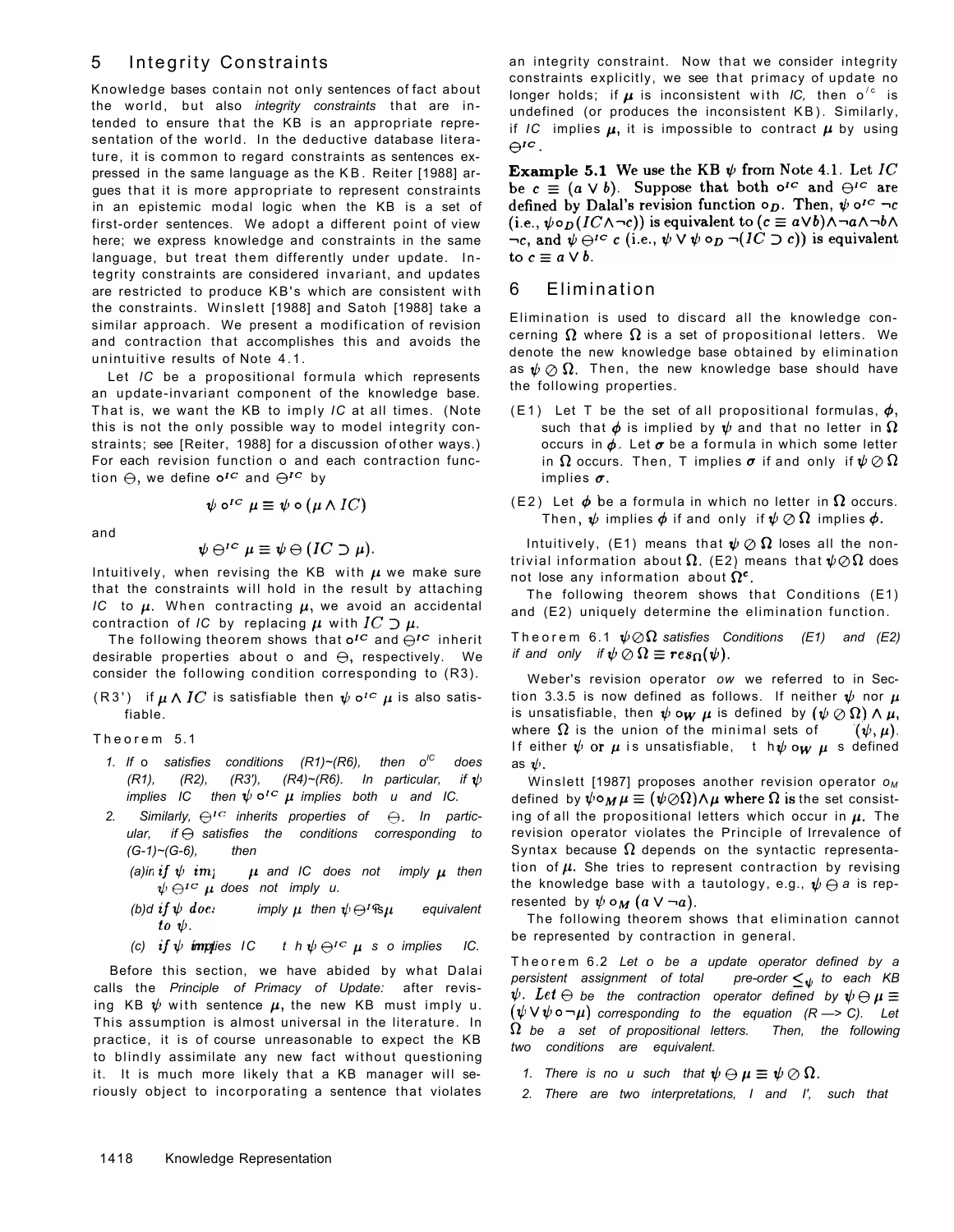## 5 Integrity Constraints

Knowledge bases contain not only sentences of fact about the world, but also *integrity constraints* that are intended to ensure that the KB is an appropriate representation of the world. In the deductive database literature, it is common to regard constraints as sentences expressed in the same language as the KB. Reiter [1988] argues that it is more appropriate to represent constraints in an epistemic modal logic when the KB is a set of first-order sentences. We adopt a different point of view here; we express knowledge and constraints in the same language, but treat them differently under update. Integrity constraints are considered invariant, and updates are restricted to produce KB's which are consistent with the constraints. Winslett [1988] and Satoh [1988] take a similar approach. We present a modification of revision and contraction that accomplishes this and avoids the unintuitive results of Note 4.1.

Let *IC* be a propositional formula which represents an update-invariant component of the knowledge base. That is, we want the KB to imply *IC* at all times. (Note this is not the only possible way to model integrity constraints; see [Reiter, 1988] for a discussion of other ways.) For each revision function $\circ$ and each contraction function $\ominus$, we define $\circ^{IC}$ and $\ominus^{IC}$ by

$$\psi \circ^{IC} \mu \equiv \psi \circ (\mu \wedge IC)$$

and

$$\psi \ominus^{IC} \mu \equiv \psi \ominus (IC \supset \mu).$$

Intuitively, when revising the KB with $\mu$ we make sure that the constraints will hold in the result by attaching *IC* to $\mu$. When contracting $\mu$, we avoid an accidental contraction of *IC* by replacing $\mu$ with $IC \supset \mu$.

The following theorem shows that $\circ^{IC}$ and $\ominus^{IC}$ inherit desirable properties about $\circ$ and $\ominus$, respectively. We consider the following condition corresponding to (R3).

(R3') if $\mu \wedge IC$ is satisfiable then $\psi \circ^{IC} \mu$ is also satisfiable.

**Theorem 5.1**

1. *If* $\circ$ *satisfies conditions (R1)~(R6), then* $\circ^{IC}$ *does (R1), (R2), (R3'), (R4)~(R6). In particular, if* $\psi$ *implies IC then* $\psi \circ^{IC} \mu$ *implies both* $\mu$ *and IC.*
2. *Similarly,* $\ominus^{IC}$ *inherits properties of* $\ominus$. *In particular, if* $\ominus$ *satisfies the conditions corresponding to (G-1)~(G-6), then*
   - (a) *if* $\psi$ *implies* $\mu$ *and IC does not imply* $\mu$ *then* $\psi \ominus^{IC} \mu$ *does not imply* $\mu$.
   - (b) *if* $\psi$ *does not imply* $\mu$ *then* $\psi \ominus^{IC} \mu$ *is equivalent to* $\psi$.
   - (c) *if* $\psi$ *implies IC then* $\psi \ominus^{IC} \mu$ *also implies IC.*

Before this section, we have abided by what Dalal calls the *Principle of Primacy of Update:* after revising KB $\psi$ with sentence $\mu$, the new KB must imply $\mu$. This assumption is almost universal in the literature. In practice, it is of course unreasonable to expect the KB to blindly assimilate any new fact without questioning it. It is much more likely that a KB manager will seriously object to incorporating a sentence that violates an integrity constraint. Now that we consider integrity constraints explicitly, we see that primacy of update no longer holds; if $\mu$ is inconsistent with *IC,* then $\circ^{IC}$ is undefined (or produces the inconsistent KB). Similarly, if *IC* implies $\mu$, it is impossible to contract $\mu$ by using $\ominus^{IC}$.

**Example 5.1** We use the KB $\psi$ from Note 4.1. Let $IC$ be $c \equiv (a \vee b)$. Suppose that both $\circ^{IC}$ and $\ominus^{IC}$ are defined by Dalal's revision function $\circ_D$. Then, $\psi \circ^{IC} \neg c$ (i.e., $\psi \circ_D (IC \wedge \neg c)$) is equivalent to $(c \equiv a \vee b) \wedge \neg a \wedge \neg b \wedge \neg c$, and $\psi \ominus^{IC} c$ (i.e., $\psi \vee \psi \circ_D \neg(IC \supset c)$) is equivalent to $c \equiv a \vee b$.

## 6 Elimination

Elimination is used to discard all the knowledge concerning $\Omega$ where $\Omega$ is a set of propositional letters. We denote the new knowledge base obtained by elimination as $\psi \oslash \Omega$. Then, the new knowledge base should have the following properties.

(E1) Let T be the set of all propositional formulas, $\phi$, such that $\phi$ is implied by $\psi$ and that no letter in $\Omega$ occurs in $\phi$. Let $\sigma$ be a formula in which some letter in $\Omega$ occurs. Then, T implies $\sigma$ if and only if $\psi \oslash \Omega$ implies $\sigma$.

(E2) Let $\phi$ be a formula in which no letter in $\Omega$ occurs. Then, $\psi$ implies $\phi$ if and only if $\psi \oslash \Omega$ implies $\phi$.

Intuitively, (E1) means that $\psi \oslash \Omega$ loses all the nontrivial information about $\Omega$. (E2) means that $\psi \oslash \Omega$ does not lose any information about $\Omega^c$.

The following theorem shows that Conditions (E1) and (E2) uniquely determine the elimination function.

**Theorem 6.1** *$\psi \oslash \Omega$ satisfies Conditions (E1) and (E2) if and only if $\psi \oslash \Omega \equiv res_\Omega(\psi)$.*

Weber's revision operator $\circ_W$ we referred to in Section 3.3.5 is now defined as follows. If neither $\psi$ nor $\mu$ is unsatisfiable, then $\psi \circ_W \mu$ is defined by $(\psi \oslash \Omega) \wedge \mu$, where $\Omega$ is the union of the minimal sets of $(\psi, \mu)$. If either $\psi$ or $\mu$ is unsatisfiable, then $\psi \circ_W \mu$ is defined as $\psi$.

Winslett [1987] proposes another revision operator $\circ_M$ defined by $\psi \circ_M \mu \equiv (\psi \oslash \Omega) \wedge \mu$ where $\Omega$ is the set consisting of all the propositional letters which occur in $\mu$. The revision operator violates the Principle of Irrelevance of Syntax because $\Omega$ depends on the syntactic representation of $\mu$. She tries to represent contraction by revising the knowledge base with a tautology, e.g., $\psi \ominus a$ is represented by $\psi \circ_M (a \vee \neg a)$.

The following theorem shows that elimination cannot be represented by contraction in general.

**Theorem 6.2** *Let $\circ$ be a update operator defined by a persistent assignment of total pre-order $\leq_\psi$ to each KB $\psi$. Let $\ominus$ be the contraction operator defined by $\psi \ominus \mu \equiv (\psi \vee \psi \circ \neg\mu)$ corresponding to the equation (R —> C). Let $\Omega$ be a set of propositional letters. Then, the following two conditions are equivalent.*

1. *There is no $\mu$ such that $\psi \ominus \mu \equiv \psi \oslash \Omega$.*
2. *There are two interpretations, I and I', such that*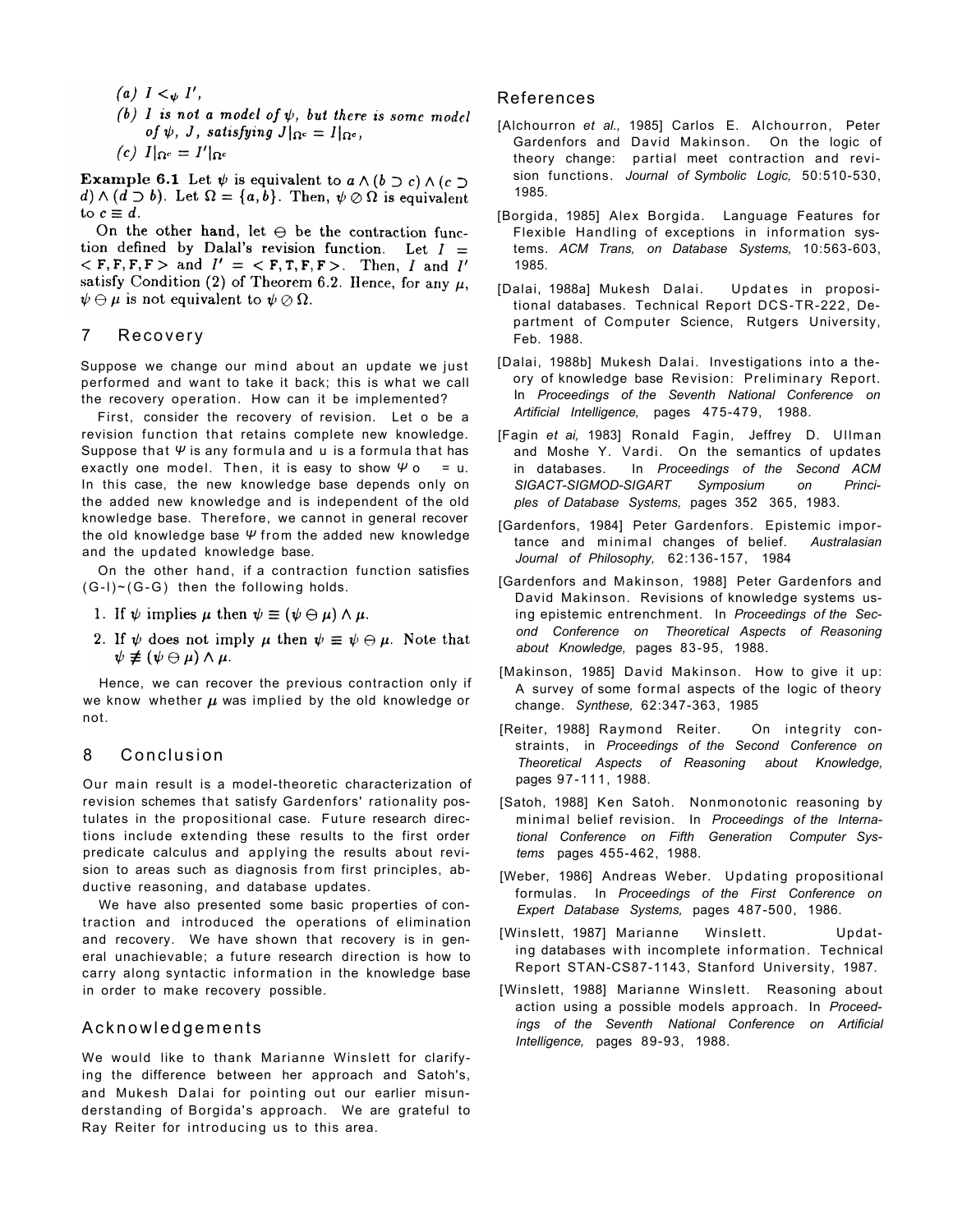(a) $I <_\psi I'$,

(b) $I$ is not a model of $\psi$, but there is some model of $\psi$, $J$, satisfying $J|_{\Omega^c} = I|_{\Omega^c}$,

(c) $I|_{\Omega^c} = I'|_{\Omega^c}$

**Example 6.1** Let $\psi$ is equivalent to $a \wedge (b \supset c) \wedge (c \supset d) \wedge (d \supset b)$. Let $\Omega = \{a, b\}$. Then, $\psi \oslash \Omega$ is equivalent to $c \equiv d$.

On the other hand, let $\ominus$ be the contraction function defined by Dalal's revision function. Let $I = <\mathtt{F}, \mathtt{F}, \mathtt{F}, \mathtt{F}>$ and $I' = <\mathtt{F}, \mathtt{T}, \mathtt{F}, \mathtt{F}>$. Then, $I$ and $I'$ satisfy Condition (2) of Theorem 6.2. Hence, for any $\mu$, $\psi \ominus \mu$ is not equivalent to $\psi \oslash \Omega$.

## 7 Recovery

Suppose we change our mind about an update we just performed and want to take it back; this is what we call the recovery operation. How can it be implemented?

First, consider the recovery of revision. Let o be a revision function that retains complete new knowledge. Suppose that $\Psi$ is any formula and u is a formula that has exactly one model. Then, it is easy to show $\Psi$ o = u. In this case, the new knowledge base depends only on the added new knowledge and is independent of the old knowledge base. Therefore, we cannot in general recover the old knowledge base $\Psi$ from the added new knowledge and the updated knowledge base.

On the other hand, if a contraction function satisfies (G-l)~(G-G) then the following holds.

1. If $\psi$ implies $\mu$ then $\psi \equiv (\psi \ominus \mu) \wedge \mu$.
2. If $\psi$ does not imply $\mu$ then $\psi \equiv \psi \ominus \mu$. Note that $\psi \not\equiv (\psi \ominus \mu) \wedge \mu$.

Hence, we can recover the previous contraction only if we know whether $\mu$ was implied by the old knowledge or not.

## 8 Conclusion

Our main result is a model-theoretic characterization of revision schemes that satisfy Gardenfors' rationality postulates in the propositional case. Future research directions include extending these results to the first order predicate calculus and applying the results about revision to areas such as diagnosis from first principles, abductive reasoning, and database updates.

We have also presented some basic properties of contraction and introduced the operations of elimination and recovery. We have shown that recovery is in general unachievable; a future research direction is how to carry along syntactic information in the knowledge base in order to make recovery possible.

## Acknowledgements

We would like to thank Marianne Winslett for clarifying the difference between her approach and Satoh's, and Mukesh Dalai for pointing out our earlier misunderstanding of Borgida's approach. We are grateful to Ray Reiter for introducing us to this area.

## References

[Alchourron *et al.,* 1985] Carlos E. Alchourron, Peter Gardenfors and David Makinson. On the logic of theory change: partial meet contraction and revision functions. *Journal of Symbolic Logic,* 50:510-530, 1985.

[Borgida, 1985] Alex Borgida. Language Features for Flexible Handling of exceptions in information systems. *ACM Trans, on Database Systems,* 10:563-603, 1985.

[Dalai, 1988a] Mukesh Dalai. Updates in propositional databases. Technical Report DCS-TR-222, Department of Computer Science, Rutgers University, Feb. 1988.

[Dalai, 1988b] Mukesh Dalai. Investigations into a theory of knowledge base Revision: Preliminary Report. In *Proceedings of the Seventh National Conference on Artificial Intelligence,* pages 475-479, 1988.

[Fagin *et ai,* 1983] Ronald Fagin, Jeffrey D. Ullman and Moshe Y. Vardi. On the semantics of updates in databases. In *Proceedings of the Second ACM SIGACT-SIGMOD-SIGART Symposium on Principles of Database Systems,* pages 352 365, 1983.

[Gardenfors, 1984] Peter Gardenfors. Epistemic importance and minimal changes of belief. *Australasian Journal of Philosophy,* 62:136-157, 1984

[Gardenfors and Makinson, 1988] Peter Gardenfors and David Makinson. Revisions of knowledge systems using epistemic entrenchment. In *Proceedings of the Second Conference on Theoretical Aspects of Reasoning about Knowledge,* pages 83-95, 1988.

[Makinson, 1985] David Makinson. How to give it up: A survey of some formal aspects of the logic of theory change. *Synthese,* 62:347-363, 1985

[Reiter, 1988] Raymond Reiter. On integrity constraints, in *Proceedings of the Second Conference on Theoretical Aspects of Reasoning about Knowledge,* pages 97-111, 1988.

[Satoh, 1988] Ken Satoh. Nonmonotonic reasoning by minimal belief revision. In *Proceedings of the International Conference on Fifth Generation Computer Systems* pages 455-462, 1988.

[Weber, 1986] Andreas Weber. Updating propositional formulas. In *Proceedings of the First Conference on Expert Database Systems,* pages 487-500, 1986.

[Winslett, 1987] Marianne Winslett. Updating databases with incomplete information. Technical Report STAN-CS87-1143, Stanford University, 1987.

[Winslett, 1988] Marianne Winslett. Reasoning about action using a possible models approach. In *Proceedings of the Seventh National Conference on Artificial Intelligence,* pages 89-93, 1988.